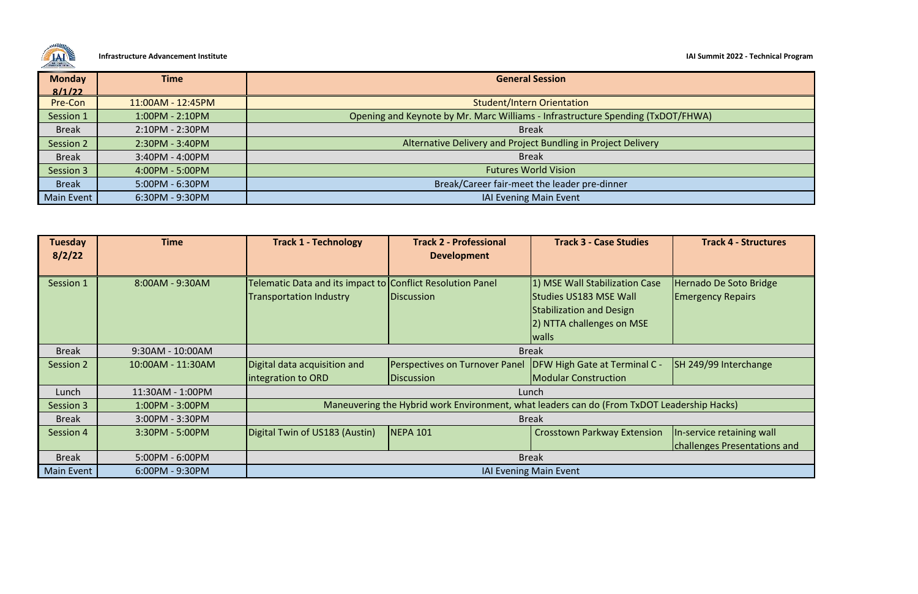Infrastructure Advancement Institute

IAI Summit 2022 - Technical Program

| Monday 8/1/22 | Time | General Session |
|---|---|---|
| Pre-Con | 11:00AM - 12:45PM | Student/Intern Orientation |
| Session 1 | 1:00PM - 2:10PM | Opening and Keynote by Mr. Marc Williams - Infrastructure Spending (TxDOT/FHWA) |
| Break | 2:10PM - 2:30PM | Break |
| Session 2 | 2:30PM - 3:40PM | Alternative Delivery and Project Bundling in Project Delivery |
| Break | 3:40PM - 4:00PM | Break |
| Session 3 | 4:00PM - 5:00PM | Futures World Vision |
| Break | 5:00PM - 6:30PM | Break/Career fair-meet the leader pre-dinner |
| Main Event | 6:30PM - 9:30PM | IAI Evening Main Event |

| Tuesday 8/2/22 | Time | Track 1 - Technology | Track 2 - Professional Development | Track 3 - Case Studies | Track 4 - Structures |
|---|---|---|---|---|---|
| Session 1 | 8:00AM - 9:30AM | Telematic Data and its impact to Transportation Industry | Conflict Resolution Panel Discussion | 1) MSE Wall Stabilization Case Studies US183 MSE Wall Stabilization and Design 2) NTTA challenges on MSE walls | Hernado De Soto Bridge Emergency Repairs |
| Break | 9:30AM - 10:00AM | Break | | | |
| Session 2 | 10:00AM - 11:30AM | Digital data acquisition and integration to ORD | Perspectives on Turnover Panel Discussion | DFW High Gate at Terminal C - Modular Construction | SH 249/99 Interchange |
| Lunch | 11:30AM - 1:00PM | Lunch | | | |
| Session 3 | 1:00PM - 3:00PM | Maneuvering the Hybrid work Environment, what leaders can do (From TxDOT Leadership Hacks) | | | |
| Break | 3:00PM - 3:30PM | Break | | | |
| Session 4 | 3:30PM - 5:00PM | Digital Twin of US183 (Austin) | NEPA 101 | Crosstown Parkway Extension | In-service retaining wall challenges Presentations and |
| Break | 5:00PM - 6:00PM | Break | | | |
| Main Event | 6:00PM - 9:30PM | IAI Evening Main Event | | | |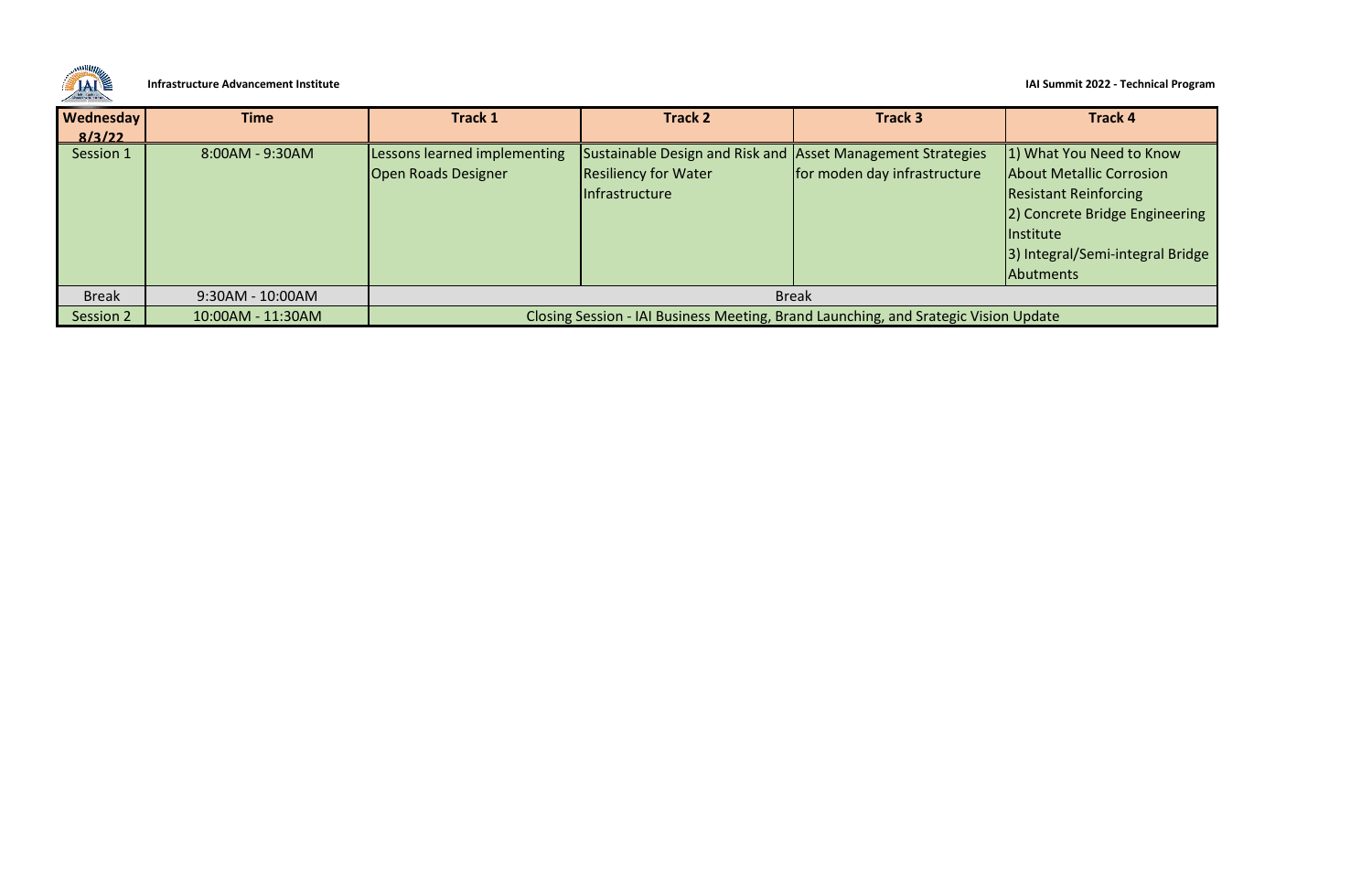Infrastructure Advancement Institute

IAI Summit 2022 - Technical Program

| Wednesday 8/3/22 | Time | Track 1 | Track 2 | Track 3 | Track 4 |
|---|---|---|---|---|---|
| Session 1 | 8:00AM - 9:30AM | Lessons learned implementing Open Roads Designer | Sustainable Design and Risk and Resiliency for Water Infrastructure | Asset Management Strategies for moden day infrastructure | 1) What You Need to Know About Metallic Corrosion Resistant Reinforcing 2) Concrete Bridge Engineering Institute 3) Integral/Semi-integral Bridge Abutments |
| Break | 9:30AM - 10:00AM | Break | | | |
| Session 2 | 10:00AM - 11:30AM | Closing Session - IAI Business Meeting, Brand Launching, and Srategic Vision Update | | | |